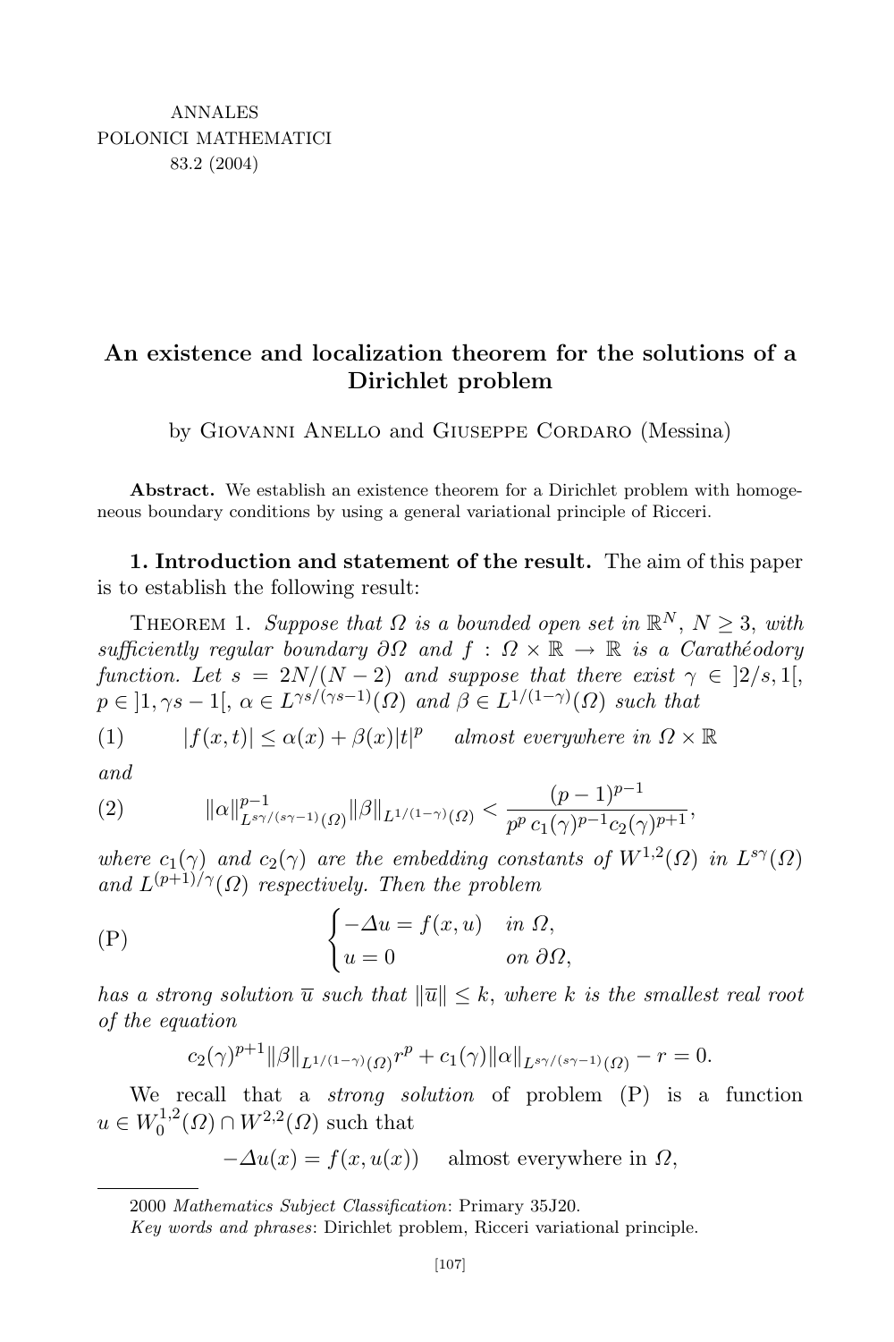# An existence and localization theorem for the solutions of a Dirichlet problem

by Giovanni Anello and Giuseppe Cordaro (Messina)

**Abstract.** We establish an existence theorem for a Dirichlet problem with homogeneous boundary conditions by using a general variational principle of Ricceri.

**1. Introduction and statement of the result.** The aim of this paper is to establish the following result:

Theorem 1. *Suppose that $\Omega$ is a bounded open set in $\mathbb{R}^N$, $N \geq 3$, with sufficiently regular boundary $\partial\Omega$ and $f : \Omega \times \mathbb{R} \to \mathbb{R}$ is a Carathéodory function. Let $s = 2N/(N-2)$ and suppose that there exist $\gamma \in ]2/s, 1[$, $p \in ]1, \gamma s - 1[$, $\alpha \in L^{\gamma s/(\gamma s-1)}(\Omega)$ and $\beta \in L^{1/(1-\gamma)}(\Omega)$ such that*

$$|f(x,t)| \leq \alpha(x) + \beta(x)|t|^p \quad \text{almost everywhere in } \Omega \times \mathbb{R} \tag{1}$$

*and*

$$\|\alpha\|^{p-1}_{L^{s\gamma/(s\gamma-1)}(\Omega)} \|\beta\|_{L^{1/(1-\gamma)}(\Omega)} < \frac{(p-1)^{p-1}}{p^p\, c_1(\gamma)^{p-1} c_2(\gamma)^{p+1}}, \tag{2}$$

*where $c_1(\gamma)$ and $c_2(\gamma)$ are the embedding constants of $W^{1,2}(\Omega)$ in $L^{s\gamma}(\Omega)$ and $L^{(p+1)/\gamma}(\Omega)$ respectively. Then the problem*

$$\text{(P)} \qquad \begin{cases} -\Delta u = f(x,u) & \text{in } \Omega, \\ u = 0 & \text{on } \partial\Omega, \end{cases}$$

*has a strong solution $\overline{u}$ such that $\|\overline{u}\| \leq k$, where $k$ is the smallest real root of the equation*

$$c_2(\gamma)^{p+1} \|\beta\|_{L^{1/(1-\gamma)}(\Omega)} r^p + c_1(\gamma) \|\alpha\|_{L^{s\gamma/(s\gamma-1)}(\Omega)} - r = 0.$$

We recall that a *strong solution* of problem (P) is a function $u \in W_0^{1,2}(\Omega) \cap W^{2,2}(\Omega)$ such that

$$-\Delta u(x) = f(x, u(x)) \quad \text{almost everywhere in } \Omega,$$

2000 *Mathematics Subject Classification*: Primary 35J20.

*Key words and phrases*: Dirichlet problem, Ricceri variational principle.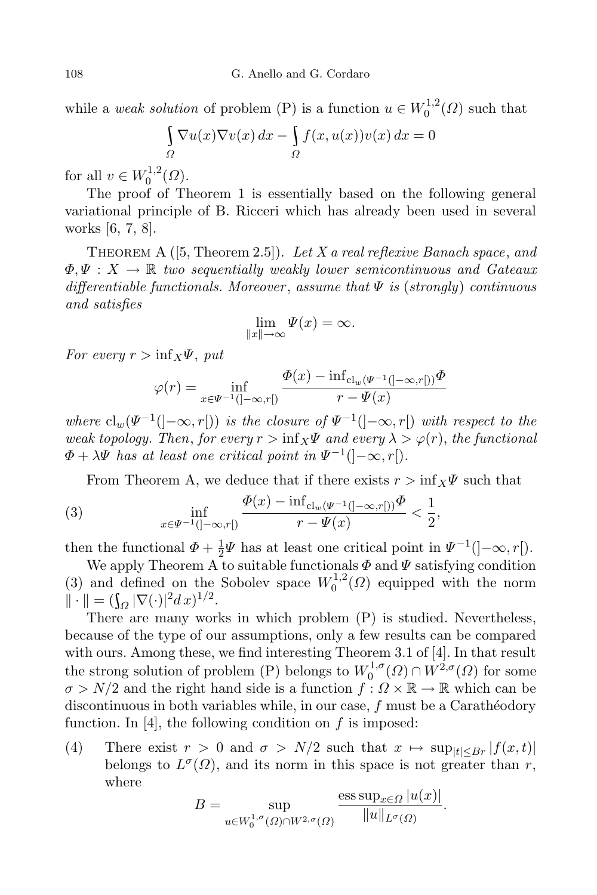while a *weak solution* of problem (P) is a function $u \in W_0^{1,2}(\Omega)$ such that

$$\int_\Omega \nabla u(x)\nabla v(x)\,dx - \int_\Omega f(x,u(x))v(x)\,dx = 0$$

for all $v \in W_0^{1,2}(\Omega)$.

The proof of Theorem 1 is essentially based on the following general variational principle of B. Ricceri which has already been used in several works [6, 7, 8].

THEOREM A ([5, Theorem 2.5]). *Let $X$ a real reflexive Banach space, and $\Phi, \Psi : X \to \mathbb{R}$ two sequentially weakly lower semicontinuous and Gateaux differentiable functionals. Moreover, assume that $\Psi$ is (strongly) continuous and satisfies*

$$\lim_{\|x\|\to\infty} \Psi(x) = \infty.$$

*For every $r > \inf_X \Psi$, put*

$$\varphi(r) = \inf_{x\in\Psi^{-1}(]-\infty,r[)} \frac{\Phi(x) - \inf_{\mathrm{cl}_w(\Psi^{-1}(]-\infty,r[))}\Phi}{r - \Psi(x)}$$

*where $\mathrm{cl}_w(\Psi^{-1}(]-\infty,r[))$ is the closure of $\Psi^{-1}(]-\infty,r[)$ with respect to the weak topology. Then, for every $r > \inf_X \Psi$ and every $\lambda > \varphi(r)$, the functional $\Phi + \lambda\Psi$ has at least one critical point in $\Psi^{-1}(]-\infty,r[)$.*

From Theorem A, we deduce that if there exists $r > \inf_X \Psi$ such that

$$\inf_{x\in\Psi^{-1}(]-\infty,r[)} \frac{\Phi(x) - \inf_{\mathrm{cl}_w(\Psi^{-1}(]-\infty,r[))}\Phi}{r - \Psi(x)} < \frac{1}{2}, \tag{3}$$

then the functional $\Phi + \frac{1}{2}\Psi$ has at least one critical point in $\Psi^{-1}(]-\infty,r[)$.

We apply Theorem A to suitable functionals $\Phi$ and $\Psi$ satisfying condition (3) and defined on the Sobolev space $W_0^{1,2}(\Omega)$ equipped with the norm $\|\cdot\| = (\int_\Omega |\nabla(\cdot)|^2 d\,x)^{1/2}$.

There are many works in which problem (P) is studied. Nevertheless, because of the type of our assumptions, only a few results can be compared with ours. Among these, we find interesting Theorem 3.1 of [4]. In that result the strong solution of problem (P) belongs to $W_0^{1,\sigma}(\Omega) \cap W^{2,\sigma}(\Omega)$ for some $\sigma > N/2$ and the right hand side is a function $f : \Omega \times \mathbb{R} \to \mathbb{R}$ which can be discontinuous in both variables while, in our case, $f$ must be a Carathéodory function. In [4], the following condition on $f$ is imposed:

(4) There exist $r > 0$ and $\sigma > N/2$ such that $x \mapsto \sup_{|t|\le Br} |f(x,t)|$ belongs to $L^\sigma(\Omega)$, and its norm in this space is not greater than $r$, where

$$B = \sup_{u\in W_0^{1,\sigma}(\Omega)\cap W^{2,\sigma}(\Omega)} \frac{\operatorname{ess\,sup}_{x\in\Omega} |u(x)|}{\|u\|_{L^\sigma(\Omega)}}.$$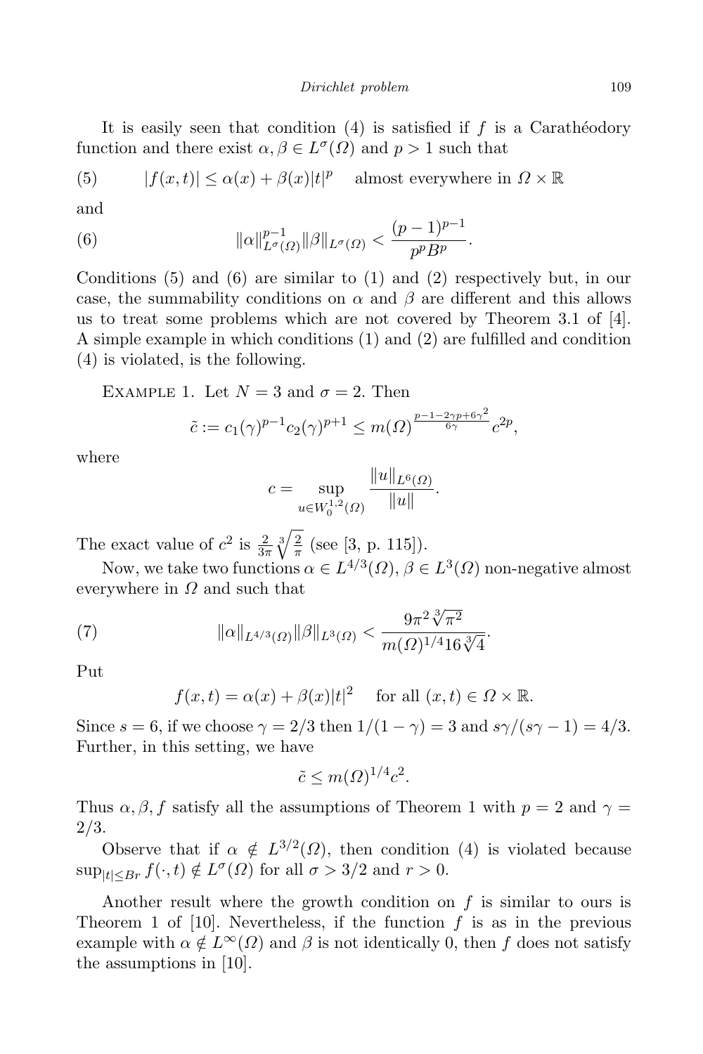It is easily seen that condition (4) is satisfied if $f$ is a Carathéodory function and there exist $\alpha, \beta \in L^\sigma(\Omega)$ and $p > 1$ such that

$$
(5) \qquad |f(x,t)| \le \alpha(x) + \beta(x)|t|^p \quad \text{almost everywhere in } \Omega \times \mathbb{R}
$$

and

$$
(6) \qquad \|\alpha\|_{L^\sigma(\Omega)}^{p-1} \|\beta\|_{L^\sigma(\Omega)} < \frac{(p-1)^{p-1}}{p^p B^p}.
$$

Conditions (5) and (6) are similar to (1) and (2) respectively but, in our case, the summability conditions on $\alpha$ and $\beta$ are different and this allows us to treat some problems which are not covered by Theorem 3.1 of [4]. A simple example in which conditions (1) and (2) are fulfilled and condition (4) is violated, is the following.

Example 1. Let $N = 3$ and $\sigma = 2$. Then

$$
\tilde{c} := c_1(\gamma)^{p-1} c_2(\gamma)^{p+1} \le m(\Omega)^{\frac{p-1-2\gamma p + 6\gamma^2}{6\gamma}} c^{2p},
$$

where

$$
c = \sup_{u \in W_0^{1,2}(\Omega)} \frac{\|u\|_{L^6(\Omega)}}{\|u\|}.
$$

The exact value of $c^2$ is $\frac{2}{3\pi}\sqrt[3]{\frac{2}{\pi}}$ (see [3, p. 115]).

Now, we take two functions $\alpha \in L^{4/3}(\Omega)$, $\beta \in L^3(\Omega)$ non-negative almost everywhere in $\Omega$ and such that

$$
(7) \qquad \|\alpha\|_{L^{4/3}(\Omega)} \|\beta\|_{L^3(\Omega)} < \frac{9\pi^2 \sqrt[3]{\pi^2}}{m(\Omega)^{1/4} 16 \sqrt[3]{4}}.
$$

Put

$$
f(x,t) = \alpha(x) + \beta(x)|t|^2 \quad \text{for all } (x,t) \in \Omega \times \mathbb{R}.
$$

Since $s = 6$, if we choose $\gamma = 2/3$ then $1/(1-\gamma) = 3$ and $s\gamma/(s\gamma - 1) = 4/3$. Further, in this setting, we have

$$
\tilde{c} \le m(\Omega)^{1/4} c^2.
$$

Thus $\alpha, \beta, f$ satisfy all the assumptions of Theorem 1 with $p = 2$ and $\gamma = 2/3$.

Observe that if $\alpha \notin L^{3/2}(\Omega)$, then condition (4) is violated because $\sup_{|t| \le Br} f(\cdot, t) \notin L^\sigma(\Omega)$ for all $\sigma > 3/2$ and $r > 0$.

Another result where the growth condition on $f$ is similar to ours is Theorem 1 of [10]. Nevertheless, if the function $f$ is as in the previous example with $\alpha \notin L^\infty(\Omega)$ and $\beta$ is not identically 0, then $f$ does not satisfy the assumptions in [10].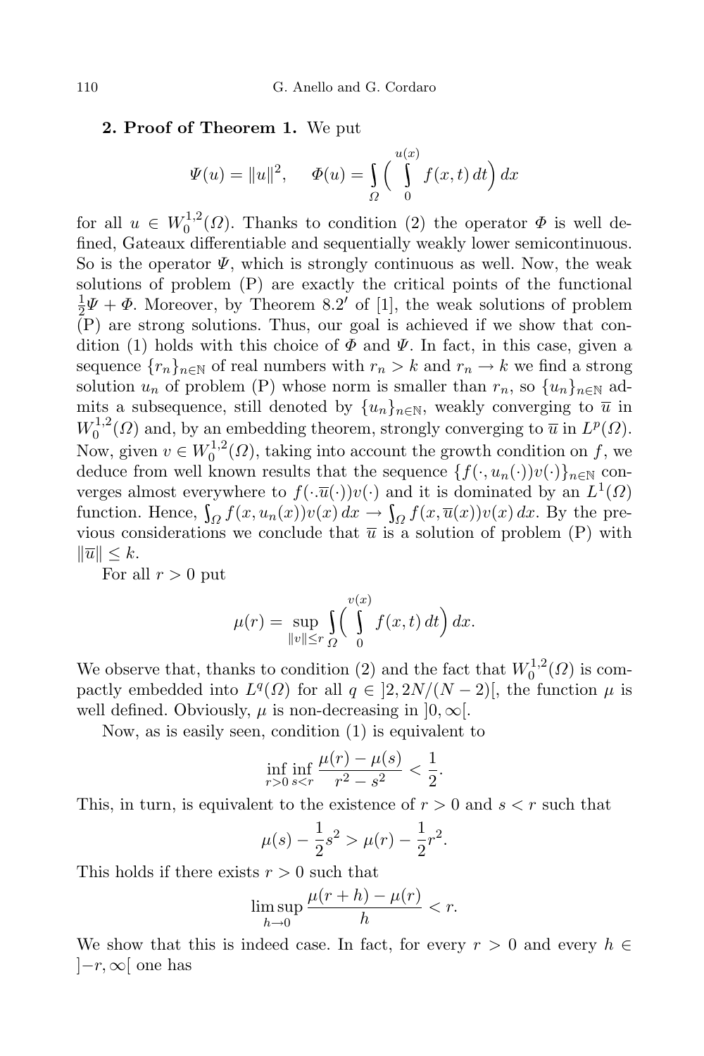**2. Proof of Theorem 1.** We put

$$\Psi(u) = \|u\|^2, \quad \Phi(u) = \int_\Omega \Big( \int_0^{u(x)} f(x,t)\,dt\Big)\,dx$$

for all $u \in W_0^{1,2}(\Omega)$. Thanks to condition (2) the operator $\Phi$ is well defined, Gateaux differentiable and sequentially weakly lower semicontinuous. So is the operator $\Psi$, which is strongly continuous as well. Now, the weak solutions of problem (P) are exactly the critical points of the functional $\frac{1}{2}\Psi + \Phi$. Moreover, by Theorem 8.2′ of [1], the weak solutions of problem (P) are strong solutions. Thus, our goal is achieved if we show that condition (1) holds with this choice of $\Phi$ and $\Psi$. In fact, in this case, given a sequence $\{r_n\}_{n\in\mathbb{N}}$ of real numbers with $r_n > k$ and $r_n \to k$ we find a strong solution $u_n$ of problem (P) whose norm is smaller than $r_n$, so $\{u_n\}_{n\in\mathbb{N}}$ admits a subsequence, still denoted by $\{u_n\}_{n\in\mathbb{N}}$, weakly converging to $\overline{u}$ in $W_0^{1,2}(\Omega)$ and, by an embedding theorem, strongly converging to $\overline{u}$ in $L^p(\Omega)$. Now, given $v \in W_0^{1,2}(\Omega)$, taking into account the growth condition on $f$, we deduce from well known results that the sequence $\{f(\cdot,u_n(\cdot))v(\cdot)\}_{n\in\mathbb{N}}$ converges almost everywhere to $f(\cdot\overline{u}(\cdot))v(\cdot)$ and it is dominated by an $L^1(\Omega)$ function. Hence, $\int_\Omega f(x,u_n(x))v(x)\,dx \to \int_\Omega f(x,\overline{u}(x))v(x)\,dx$. By the previous considerations we conclude that $\overline{u}$ is a solution of problem (P) with $\|\overline{u}\| \le k$.

For all $r > 0$ put

$$\mu(r) = \sup_{\|v\|\le r} \int_\Omega \Big( \int_0^{v(x)} f(x,t)\,dt\Big)\,dx.$$

We observe that, thanks to condition (2) and the fact that $W_0^{1,2}(\Omega)$ is compactly embedded into $L^q(\Omega)$ for all $q \in \,]2, 2N/(N-2)[$, the function $\mu$ is well defined. Obviously, $\mu$ is non-decreasing in $]0,\infty[$.

Now, as is easily seen, condition (1) is equivalent to

$$\inf_{r>0} \inf_{s<r} \frac{\mu(r)-\mu(s)}{r^2-s^2} < \frac{1}{2}.$$

This, in turn, is equivalent to the existence of $r > 0$ and $s < r$ such that

$$\mu(s) - \frac{1}{2}s^2 > \mu(r) - \frac{1}{2}r^2.$$

This holds if there exists $r > 0$ such that

$$\limsup_{h\to 0} \frac{\mu(r+h)-\mu(r)}{h} < r.$$

We show that this is indeed case. In fact, for every $r > 0$ and every $h \in \,]-r,\infty[$ one has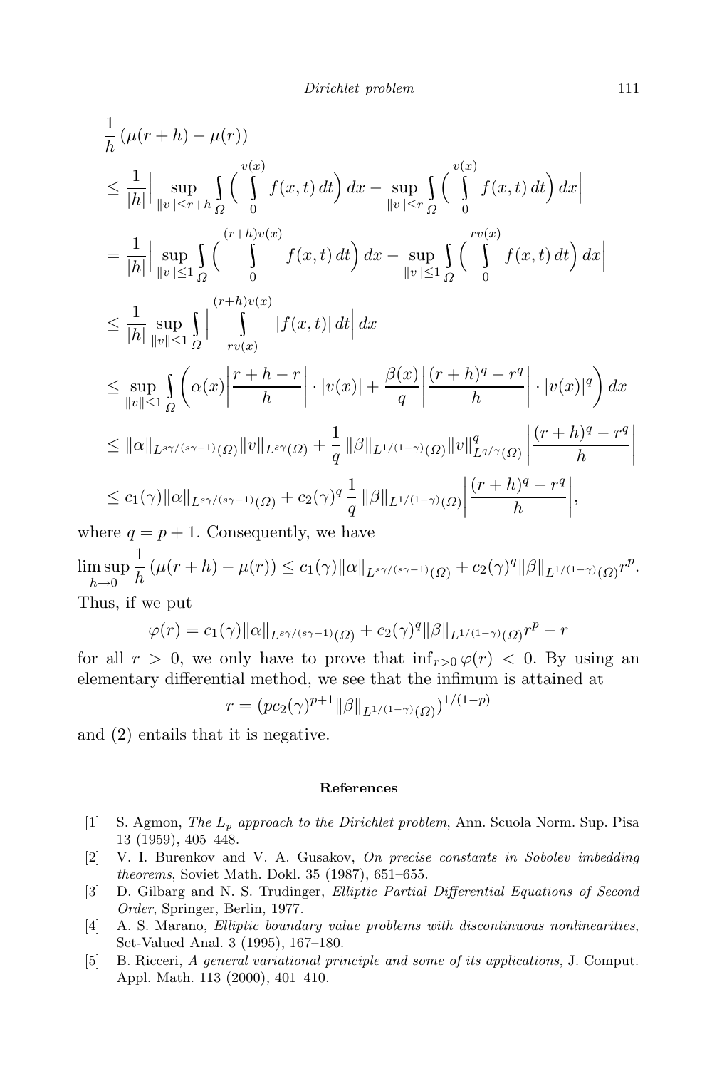$$
\begin{aligned}
&\frac{1}{h}\left(\mu(r+h)-\mu(r)\right)\\
&\le \frac{1}{|h|}\Big|\sup_{\|v\|\le r+h}\int_\Omega\Big(\int_0^{v(x)} f(x,t)\,dt\Big)\,dx-\sup_{\|v\|\le r}\int_\Omega\Big(\int_0^{v(x)} f(x,t)\,dt\Big)\,dx\Big|\\
&= \frac{1}{|h|}\Big|\sup_{\|v\|\le 1}\int_\Omega\Big(\int_0^{(r+h)v(x)} f(x,t)\,dt\Big)\,dx-\sup_{\|v\|\le 1}\int_\Omega\Big(\int_0^{rv(x)} f(x,t)\,dt\Big)\,dx\Big|\\
&\le \frac{1}{|h|}\sup_{\|v\|\le 1}\int_\Omega\Big|\int_{rv(x)}^{(r+h)v(x)} |f(x,t)|\,dt\Big|\,dx\\
&\le \sup_{\|v\|\le 1}\int_\Omega\left(\alpha(x)\left|\frac{r+h-r}{h}\right|\cdot|v(x)|+\frac{\beta(x)}{q}\left|\frac{(r+h)^q-r^q}{h}\right|\cdot|v(x)|^q\right)dx\\
&\le \|\alpha\|_{L^{s\gamma/(s\gamma-1)}(\Omega)}\|v\|_{L^{s\gamma}(\Omega)}+\frac{1}{q}\,\|\beta\|_{L^{1/(1-\gamma)}(\Omega)}\|v\|^q_{L^{q/\gamma}(\Omega)}\left|\frac{(r+h)^q-r^q}{h}\right|\\
&\le c_1(\gamma)\|\alpha\|_{L^{s\gamma/(s\gamma-1)}(\Omega)}+c_2(\gamma)^q\,\frac{1}{q}\,\|\beta\|_{L^{1/(1-\gamma)}(\Omega)}\left|\frac{(r+h)^q-r^q}{h}\right|,
\end{aligned}
$$

where $q=p+1$. Consequently, we have

$$
\limsup_{h\to 0}\frac{1}{h}\left(\mu(r+h)-\mu(r)\right)\le c_1(\gamma)\|\alpha\|_{L^{s\gamma/(s\gamma-1)}(\Omega)}+c_2(\gamma)^q\|\beta\|_{L^{1/(1-\gamma)}(\Omega)}r^p.
$$

Thus, if we put

$$
\varphi(r)=c_1(\gamma)\|\alpha\|_{L^{s\gamma/(s\gamma-1)}(\Omega)}+c_2(\gamma)^q\|\beta\|_{L^{1/(1-\gamma)}(\Omega)}r^p-r
$$

for all $r>0$, we only have to prove that $\inf_{r>0}\varphi(r)<0$. By using an elementary differential method, we see that the infimum is attained at

$$
r=\left(pc_2(\gamma)^{p+1}\|\beta\|_{L^{1/(1-\gamma)}(\Omega)}\right)^{1/(1-p)}
$$

and (2) entails that it is negative.

## References

[1] S. Agmon, *The $L_p$ approach to the Dirichlet problem*, Ann. Scuola Norm. Sup. Pisa 13 (1959), 405–448.

[2] V. I. Burenkov and V. A. Gusakov, *On precise constants in Sobolev imbedding theorems*, Soviet Math. Dokl. 35 (1987), 651–655.

[3] D. Gilbarg and N. S. Trudinger, *Elliptic Partial Differential Equations of Second Order*, Springer, Berlin, 1977.

[4] A. S. Marano, *Elliptic boundary value problems with discontinuous nonlinearities*, Set-Valued Anal. 3 (1995), 167–180.

[5] B. Ricceri, *A general variational principle and some of its applications*, J. Comput. Appl. Math. 113 (2000), 401–410.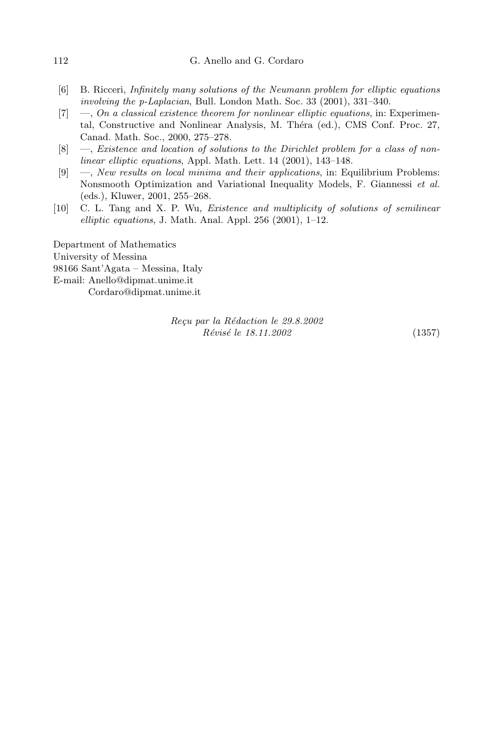[6] B. Ricceri, *Infinitely many solutions of the Neumann problem for elliptic equations involving the p-Laplacian*, Bull. London Math. Soc. 33 (2001), 331–340.

[7] —, *On a classical existence theorem for nonlinear elliptic equations*, in: Experimental, Constructive and Nonlinear Analysis, M. Théra (ed.), CMS Conf. Proc. 27, Canad. Math. Soc., 2000, 275–278.

[8] —, *Existence and location of solutions to the Dirichlet problem for a class of nonlinear elliptic equations*, Appl. Math. Lett. 14 (2001), 143–148.

[9] —, *New results on local minima and their applications*, in: Equilibrium Problems: Nonsmooth Optimization and Variational Inequality Models, F. Giannessi *et al.* (eds.), Kluwer, 2001, 255–268.

[10] C. L. Tang and X. P. Wu, *Existence and multiplicity of solutions of semilinear elliptic equations*, J. Math. Anal. Appl. 256 (2001), 1–12.

Department of Mathematics
University of Messina
98166 Sant'Agata – Messina, Italy
E-mail: Anello@dipmat.unime.it
Cordaro@dipmat.unime.it

*Reçu par la Rédaction le 29.8.2002*
*Révisé le 18.11.2002* (1357)